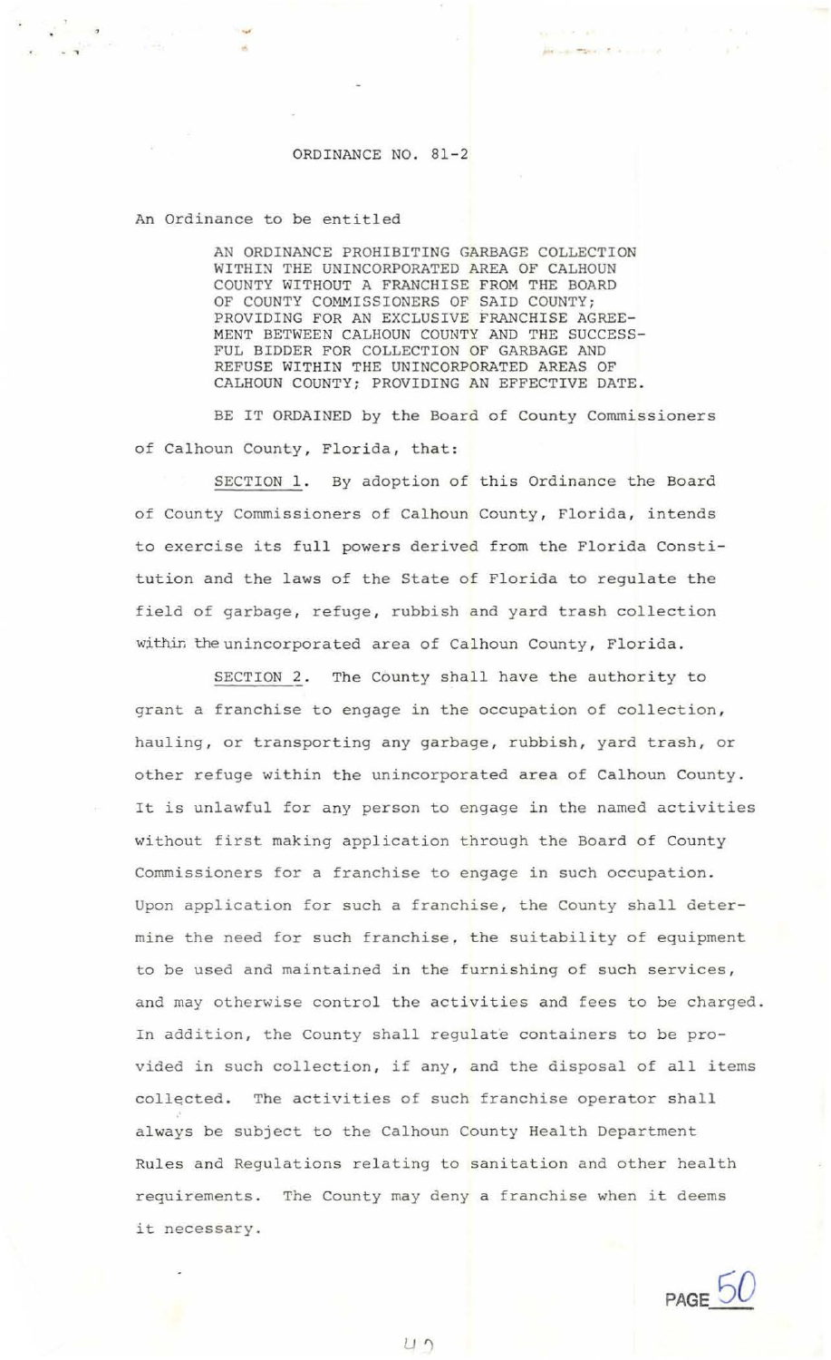# ORDINANCE NO. 81-2

An Ordinance to be entitled

> AN ORDINANCE PROHIBITING GARBAGE COLLECTION WITHIN THE UNINCORPORATED AREA OF CALHOUN COUNTY WITHOUT A FRANCHISE FROM THE BOARD OF COUNTY COMMISSIONERS OF SAID COUNTY; PROVIDING FOR AN EXCLUSIVE FRANCHISE AGREEMENT BETWEEN CALHOUN COUNTY AND THE SUCCESSFUL BIDDER FOR COLLECTION OF GARBAGE AND REFUSE WITHIN THE UNINCORPORATED AREAS OF CALHOUN COUNTY; PROVIDING AN EFFECTIVE DATE.

BE IT ORDAINED by the Board of County Commissioners of Calhoun County, Florida, that:

SECTION 1. By adoption of this Ordinance the Board of County Commissioners of Calhoun County, Florida, intends to exercise its full powers derived from the Florida Constitution and the laws of the State of Florida to regulate the field of garbage, refuge, rubbish and yard trash collection within the unincorporated area of Calhoun County, Florida.

SECTION 2. The County shall have the authority to grant a franchise to engage in the occupation of collection, hauling, or transporting any garbage, rubbish, yard trash, or other refuge within the unincorporated area of Calhoun County. It is unlawful for any person to engage in the named activities without first making application through the Board of County Commissioners for a franchise to engage in such occupation. Upon application for such a franchise, the County shall determine the need for such franchise, the suitability of equipment to be used and maintained in the furnishing of such services, and may otherwise control the activities and fees to be charged. In addition, the County shall regulate containers to be provided in such collection, if any, and the disposal of all items collected. The activities of such franchise operator shall always be subject to the Calhoun County Health Department Rules and Regulations relating to sanitation and other health requirements. The County may deny a franchise when it deems it necessary.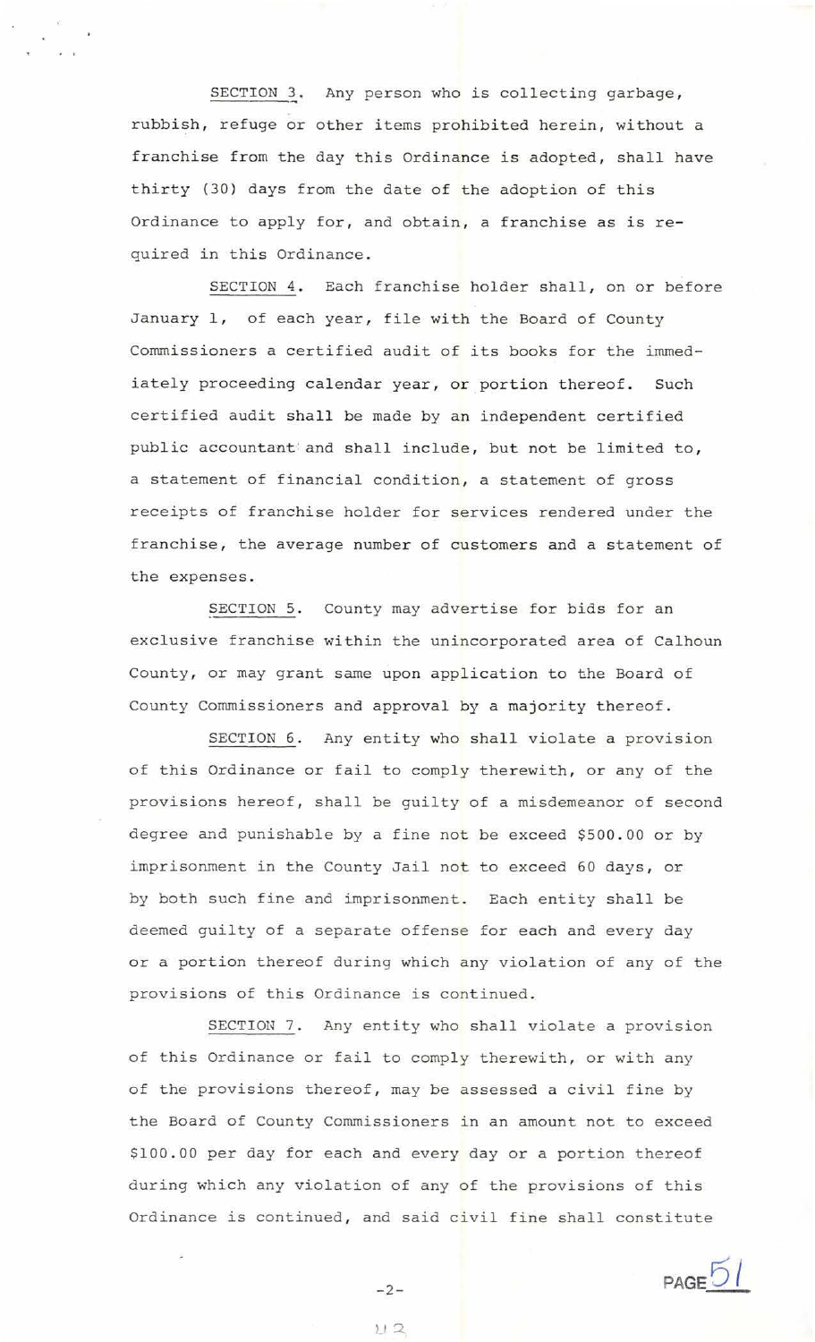SECTION 3. Any person who is collecting garbage, rubbish, refuge or other items prohibited herein, without a franchise from the day this Ordinance is adopted, shall have thirty (30) days from the date of the adoption of this Ordinance to apply for, and obtain, a franchise as is required in this Ordinance.

SECTION 4. Each franchise holder shall, on or before January 1, of each year, file with the Board of County Commissioners a certified audit of its books for the immediately proceeding calendar year, or portion thereof. Such certified audit shall be made by an independent certified public accountant and shall include, but not be limited to, a statement of financial condition, a statement of gross receipts of franchise holder for services rendered under the franchise, the average number of customers and a statement of the expenses.

SECTION 5. County may advertise for bids for an exclusive franchise within the unincorporated area of Calhoun County, or may grant same upon application to the Board of County Commissioners and approval by a majority thereof.

SECTION 6. Any entity who shall violate a provision of this Ordinance or fail to comply therewith, or any of the provisions hereof, shall be guilty of a misdemeanor of second degree and punishable by a fine not be exceed $500.00 or by imprisonment in the County Jail not to exceed 60 days, or by both such fine and imprisonment. Each entity shall be deemed guilty of a separate offense for each and every day or a portion thereof during which any violation of any of the provisions of this Ordinance is continued.

SECTION 7. Any entity who shall violate a provision of this Ordinance or fail to comply therewith, or with any of the provisions thereof, may be assessed a civil fine by the Board of County Commissioners in an amount not to exceed $100.00 per day for each and every day or a portion thereof during which any violation of any of the provisions of this Ordinance is continued, and said civil fine shall constitute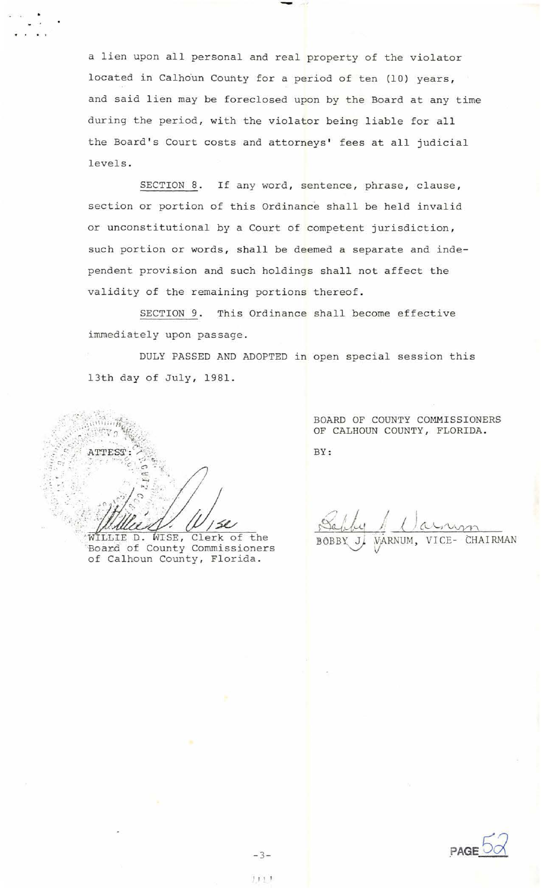a lien upon all personal and real property of the violator located in Calhoun County for a period of ten (10) years, and said lien may be foreclosed upon by the Board at any time during the period, with the violator being liable for all the Board's Court costs and attorneys' fees at all judicial levels.

SECTION 8. If any word, sentence, phrase, clause, section or portion of this Ordinance shall be held invalid or unconstitutional by a Court of competent jurisdiction, such portion or words, shall be deemed a separate and independent provision and such holdings shall not affect the validity of the remaining portions thereof.

SECTION 9. This Ordinance shall become effective immediately upon passage.

DULY PASSED AND ADOPTED in open special session this 13th day of July, 1981.

BOARD OF COUNTY COMMISSIONERS OF CALHOUN COUNTY, FLORIDA.

BY:

Bobby J. Varnum

BOBBY J. VARNUM, VICE- CHAIRMAN

ATTEST:

Willie D. Wise

WILLIE D. WISE, Clerk of the Board of County Commissioners of Calhoun County, Florida.

PAGE 52